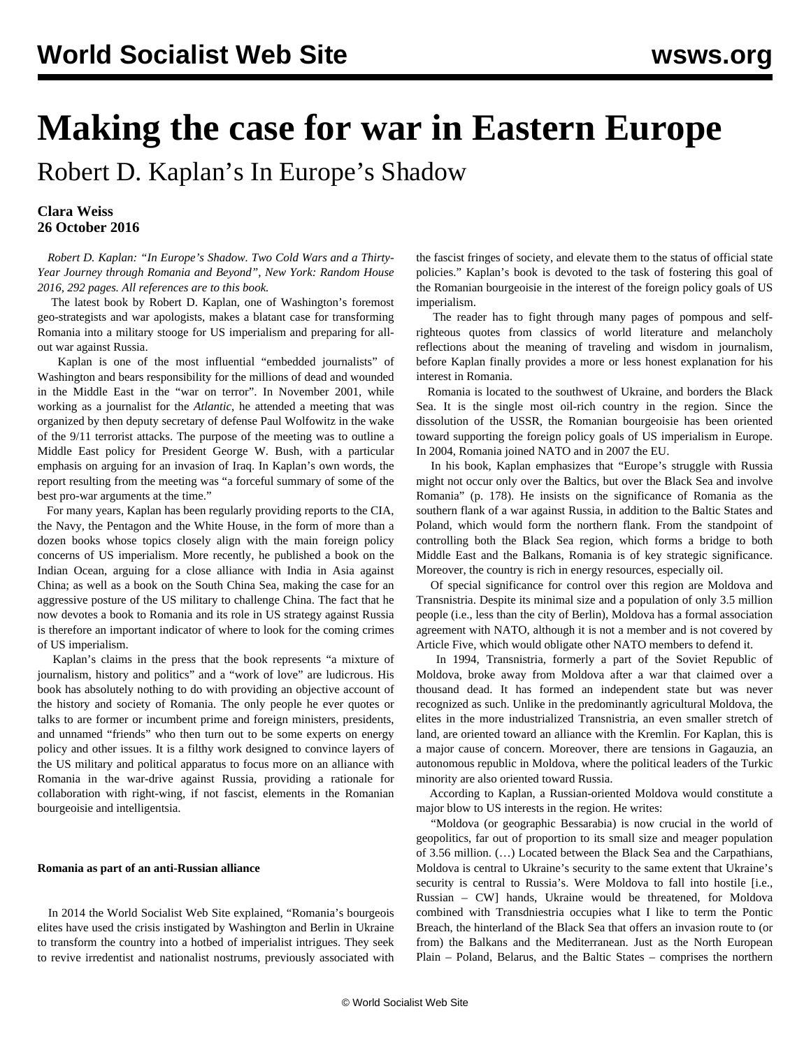# Making the case for war in Eastern Europe

## Robert D. Kaplan's In Europe's Shadow

**Clara Weiss**
**26 October 2016**

*Robert D. Kaplan: "In Europe's Shadow. Two Cold Wars and a Thirty-Year Journey through Romania and Beyond", New York: Random House 2016, 292 pages. All references are to this book.*

The latest book by Robert D. Kaplan, one of Washington's foremost geo-strategists and war apologists, makes a blatant case for transforming Romania into a military stooge for US imperialism and preparing for all-out war against Russia.

Kaplan is one of the most influential "embedded journalists" of Washington and bears responsibility for the millions of dead and wounded in the Middle East in the "war on terror". In November 2001, while working as a journalist for the *Atlantic*, he attended a meeting that was organized by then deputy secretary of defense Paul Wolfowitz in the wake of the 9/11 terrorist attacks. The purpose of the meeting was to outline a Middle East policy for President George W. Bush, with a particular emphasis on arguing for an invasion of Iraq. In Kaplan's own words, the report resulting from the meeting was "a forceful summary of some of the best pro-war arguments at the time."

For many years, Kaplan has been regularly providing reports to the CIA, the Navy, the Pentagon and the White House, in the form of more than a dozen books whose topics closely align with the main foreign policy concerns of US imperialism. More recently, he published a book on the Indian Ocean, arguing for a close alliance with India in Asia against China; as well as a book on the South China Sea, making the case for an aggressive posture of the US military to challenge China. The fact that he now devotes a book to Romania and its role in US strategy against Russia is therefore an important indicator of where to look for the coming crimes of US imperialism.

Kaplan's claims in the press that the book represents "a mixture of journalism, history and politics" and a "work of love" are ludicrous. His book has absolutely nothing to do with providing an objective account of the history and society of Romania. The only people he ever quotes or talks to are former or incumbent prime and foreign ministers, presidents, and unnamed "friends" who then turn out to be some experts on energy policy and other issues. It is a filthy work designed to convince layers of the US military and political apparatus to focus more on an alliance with Romania in the war-drive against Russia, providing a rationale for collaboration with right-wing, if not fascist, elements in the Romanian bourgeoisie and intelligentsia.

**Romania as part of an anti-Russian alliance**

In 2014 the World Socialist Web Site explained, "Romania's bourgeois elites have used the crisis instigated by Washington and Berlin in Ukraine to transform the country into a hotbed of imperialist intrigues. They seek to revive irredentist and nationalist nostrums, previously associated with the fascist fringes of society, and elevate them to the status of official state policies." Kaplan's book is devoted to the task of fostering this goal of the Romanian bourgeoisie in the interest of the foreign policy goals of US imperialism.

The reader has to fight through many pages of pompous and self-righteous quotes from classics of world literature and melancholy reflections about the meaning of traveling and wisdom in journalism, before Kaplan finally provides a more or less honest explanation for his interest in Romania.

Romania is located to the southwest of Ukraine, and borders the Black Sea. It is the single most oil-rich country in the region. Since the dissolution of the USSR, the Romanian bourgeoisie has been oriented toward supporting the foreign policy goals of US imperialism in Europe. In 2004, Romania joined NATO and in 2007 the EU.

In his book, Kaplan emphasizes that "Europe's struggle with Russia might not occur only over the Baltics, but over the Black Sea and involve Romania" (p. 178). He insists on the significance of Romania as the southern flank of a war against Russia, in addition to the Baltic States and Poland, which would form the northern flank. From the standpoint of controlling both the Black Sea region, which forms a bridge to both Middle East and the Balkans, Romania is of key strategic significance. Moreover, the country is rich in energy resources, especially oil.

Of special significance for control over this region are Moldova and Transnistria. Despite its minimal size and a population of only 3.5 million people (i.e., less than the city of Berlin), Moldova has a formal association agreement with NATO, although it is not a member and is not covered by Article Five, which would obligate other NATO members to defend it.

In 1994, Transnistria, formerly a part of the Soviet Republic of Moldova, broke away from Moldova after a war that claimed over a thousand dead. It has formed an independent state but was never recognized as such. Unlike in the predominantly agricultural Moldova, the elites in the more industrialized Transnistria, an even smaller stretch of land, are oriented toward an alliance with the Kremlin. For Kaplan, this is a major cause of concern. Moreover, there are tensions in Gagauzia, an autonomous republic in Moldova, where the political leaders of the Turkic minority are also oriented toward Russia.

According to Kaplan, a Russian-oriented Moldova would constitute a major blow to US interests in the region. He writes:

"Moldova (or geographic Bessarabia) is now crucial in the world of geopolitics, far out of proportion to its small size and meager population of 3.56 million. (…) Located between the Black Sea and the Carpathians, Moldova is central to Ukraine's security to the same extent that Ukraine's security is central to Russia's. Were Moldova to fall into hostile [i.e., Russian – CW] hands, Ukraine would be threatened, for Moldova combined with Transdniestria occupies what I like to term the Pontic Breach, the hinterland of the Black Sea that offers an invasion route to (or from) the Balkans and the Mediterranean. Just as the North European Plain – Poland, Belarus, and the Baltic States – comprises the northern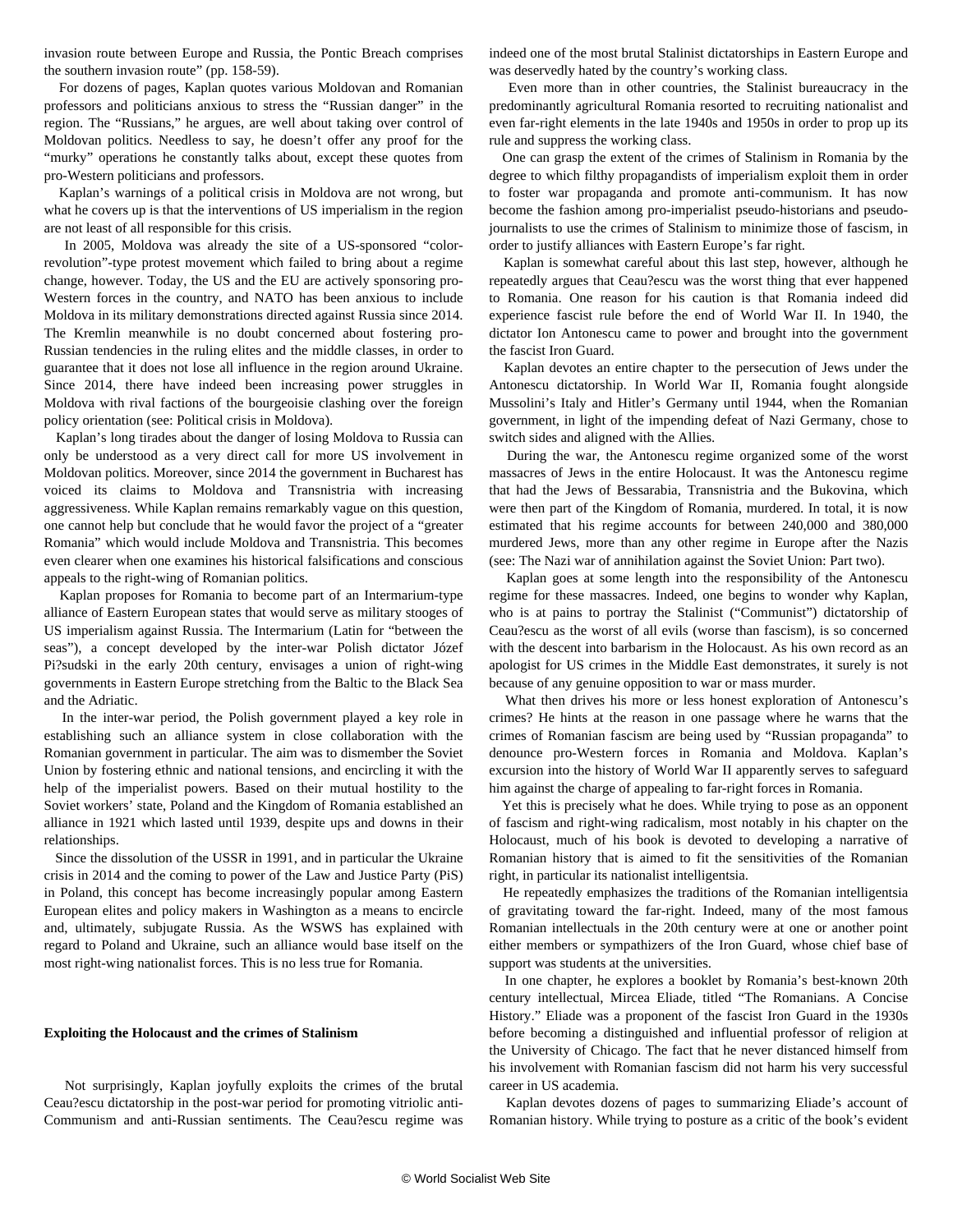invasion route between Europe and Russia, the Pontic Breach comprises the southern invasion route" (pp. 158-59).

For dozens of pages, Kaplan quotes various Moldovan and Romanian professors and politicians anxious to stress the "Russian danger" in the region. The "Russians," he argues, are well about taking over control of Moldovan politics. Needless to say, he doesn't offer any proof for the "murky" operations he constantly talks about, except these quotes from pro-Western politicians and professors.

Kaplan's warnings of a political crisis in Moldova are not wrong, but what he covers up is that the interventions of US imperialism in the region are not least of all responsible for this crisis.

In 2005, Moldova was already the site of a US-sponsored "color-revolution"-type protest movement which failed to bring about a regime change, however. Today, the US and the EU are actively sponsoring pro-Western forces in the country, and NATO has been anxious to include Moldova in its military demonstrations directed against Russia since 2014. The Kremlin meanwhile is no doubt concerned about fostering pro-Russian tendencies in the ruling elites and the middle classes, in order to guarantee that it does not lose all influence in the region around Ukraine. Since 2014, there have indeed been increasing power struggles in Moldova with rival factions of the bourgeoisie clashing over the foreign policy orientation (see: Political crisis in Moldova).

Kaplan's long tirades about the danger of losing Moldova to Russia can only be understood as a very direct call for more US involvement in Moldovan politics. Moreover, since 2014 the government in Bucharest has voiced its claims to Moldova and Transnistria with increasing aggressiveness. While Kaplan remains remarkably vague on this question, one cannot help but conclude that he would favor the project of a "greater Romania" which would include Moldova and Transnistria. This becomes even clearer when one examines his historical falsifications and conscious appeals to the right-wing of Romanian politics.

Kaplan proposes for Romania to become part of an Intermarium-type alliance of Eastern European states that would serve as military stooges of US imperialism against Russia. The Intermarium (Latin for "between the seas"), a concept developed by the inter-war Polish dictator Józef Pi?sudski in the early 20th century, envisages a union of right-wing governments in Eastern Europe stretching from the Baltic to the Black Sea and the Adriatic.

In the inter-war period, the Polish government played a key role in establishing such an alliance system in close collaboration with the Romanian government in particular. The aim was to dismember the Soviet Union by fostering ethnic and national tensions, and encircling it with the help of the imperialist powers. Based on their mutual hostility to the Soviet workers' state, Poland and the Kingdom of Romania established an alliance in 1921 which lasted until 1939, despite ups and downs in their relationships.

Since the dissolution of the USSR in 1991, and in particular the Ukraine crisis in 2014 and the coming to power of the Law and Justice Party (PiS) in Poland, this concept has become increasingly popular among Eastern European elites and policy makers in Washington as a means to encircle and, ultimately, subjugate Russia. As the WSWS has explained with regard to Poland and Ukraine, such an alliance would base itself on the most right-wing nationalist forces. This is no less true for Romania.

**Exploiting the Holocaust and the crimes of Stalinism**

Not surprisingly, Kaplan joyfully exploits the crimes of the brutal Ceau?escu dictatorship in the post-war period for promoting vitriolic anti-Communism and anti-Russian sentiments. The Ceau?escu regime was indeed one of the most brutal Stalinist dictatorships in Eastern Europe and was deservedly hated by the country's working class.

Even more than in other countries, the Stalinist bureaucracy in the predominantly agricultural Romania resorted to recruiting nationalist and even far-right elements in the late 1940s and 1950s in order to prop up its rule and suppress the working class.

One can grasp the extent of the crimes of Stalinism in Romania by the degree to which filthy propagandists of imperialism exploit them in order to foster war propaganda and promote anti-communism. It has now become the fashion among pro-imperialist pseudo-historians and pseudo-journalists to use the crimes of Stalinism to minimize those of fascism, in order to justify alliances with Eastern Europe's far right.

Kaplan is somewhat careful about this last step, however, although he repeatedly argues that Ceau?escu was the worst thing that ever happened to Romania. One reason for his caution is that Romania indeed did experience fascist rule before the end of World War II. In 1940, the dictator Ion Antonescu came to power and brought into the government the fascist Iron Guard.

Kaplan devotes an entire chapter to the persecution of Jews under the Antonescu dictatorship. In World War II, Romania fought alongside Mussolini's Italy and Hitler's Germany until 1944, when the Romanian government, in light of the impending defeat of Nazi Germany, chose to switch sides and aligned with the Allies.

During the war, the Antonescu regime organized some of the worst massacres of Jews in the entire Holocaust. It was the Antonescu regime that had the Jews of Bessarabia, Transnistria and the Bukovina, which were then part of the Kingdom of Romania, murdered. In total, it is now estimated that his regime accounts for between 240,000 and 380,000 murdered Jews, more than any other regime in Europe after the Nazis (see: The Nazi war of annihilation against the Soviet Union: Part two).

Kaplan goes at some length into the responsibility of the Antonescu regime for these massacres. Indeed, one begins to wonder why Kaplan, who is at pains to portray the Stalinist ("Communist") dictatorship of Ceau?escu as the worst of all evils (worse than fascism), is so concerned with the descent into barbarism in the Holocaust. As his own record as an apologist for US crimes in the Middle East demonstrates, it surely is not because of any genuine opposition to war or mass murder.

What then drives his more or less honest exploration of Antonescu's crimes? He hints at the reason in one passage where he warns that the crimes of Romanian fascism are being used by "Russian propaganda" to denounce pro-Western forces in Romania and Moldova. Kaplan's excursion into the history of World War II apparently serves to safeguard him against the charge of appealing to far-right forces in Romania.

Yet this is precisely what he does. While trying to pose as an opponent of fascism and right-wing radicalism, most notably in his chapter on the Holocaust, much of his book is devoted to developing a narrative of Romanian history that is aimed to fit the sensitivities of the Romanian right, in particular its nationalist intelligentsia.

He repeatedly emphasizes the traditions of the Romanian intelligentsia of gravitating toward the far-right. Indeed, many of the most famous Romanian intellectuals in the 20th century were at one or another point either members or sympathizers of the Iron Guard, whose chief base of support was students at the universities.

In one chapter, he explores a booklet by Romania's best-known 20th century intellectual, Mircea Eliade, titled "The Romanians. A Concise History." Eliade was a proponent of the fascist Iron Guard in the 1930s before becoming a distinguished and influential professor of religion at the University of Chicago. The fact that he never distanced himself from his involvement with Romanian fascism did not harm his very successful career in US academia.

Kaplan devotes dozens of pages to summarizing Eliade's account of Romanian history. While trying to posture as a critic of the book's evident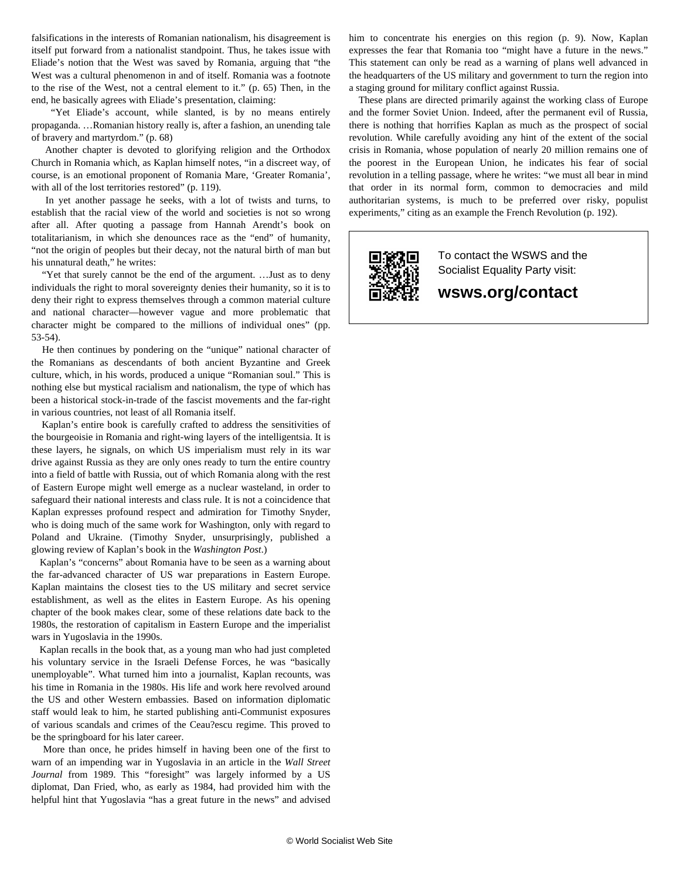falsifications in the interests of Romanian nationalism, his disagreement is itself put forward from a nationalist standpoint. Thus, he takes issue with Eliade's notion that the West was saved by Romania, arguing that "the West was a cultural phenomenon in and of itself. Romania was a footnote to the rise of the West, not a central element to it." (p. 65) Then, in the end, he basically agrees with Eliade's presentation, claiming:

"Yet Eliade's account, while slanted, is by no means entirely propaganda. …Romanian history really is, after a fashion, an unending tale of bravery and martyrdom." (p. 68)

Another chapter is devoted to glorifying religion and the Orthodox Church in Romania which, as Kaplan himself notes, "in a discreet way, of course, is an emotional proponent of Romania Mare, 'Greater Romania', with all of the lost territories restored" (p. 119).

In yet another passage he seeks, with a lot of twists and turns, to establish that the racial view of the world and societies is not so wrong after all. After quoting a passage from Hannah Arendt's book on totalitarianism, in which she denounces race as the "end" of humanity, "not the origin of peoples but their decay, not the natural birth of man but his unnatural death," he writes:

"Yet that surely cannot be the end of the argument. …Just as to deny individuals the right to moral sovereignty denies their humanity, so it is to deny their right to express themselves through a common material culture and national character—however vague and more problematic that character might be compared to the millions of individual ones" (pp. 53-54).

He then continues by pondering on the "unique" national character of the Romanians as descendants of both ancient Byzantine and Greek culture, which, in his words, produced a unique "Romanian soul." This is nothing else but mystical racialism and nationalism, the type of which has been a historical stock-in-trade of the fascist movements and the far-right in various countries, not least of all Romania itself.

Kaplan's entire book is carefully crafted to address the sensitivities of the bourgeoisie in Romania and right-wing layers of the intelligentsia. It is these layers, he signals, on which US imperialism must rely in its war drive against Russia as they are only ones ready to turn the entire country into a field of battle with Russia, out of which Romania along with the rest of Eastern Europe might well emerge as a nuclear wasteland, in order to safeguard their national interests and class rule. It is not a coincidence that Kaplan expresses profound respect and admiration for Timothy Snyder, who is doing much of the same work for Washington, only with regard to Poland and Ukraine. (Timothy Snyder, unsurprisingly, published a glowing review of Kaplan's book in the *Washington Post*.)

Kaplan's "concerns" about Romania have to be seen as a warning about the far-advanced character of US war preparations in Eastern Europe. Kaplan maintains the closest ties to the US military and secret service establishment, as well as the elites in Eastern Europe. As his opening chapter of the book makes clear, some of these relations date back to the 1980s, the restoration of capitalism in Eastern Europe and the imperialist wars in Yugoslavia in the 1990s.

Kaplan recalls in the book that, as a young man who had just completed his voluntary service in the Israeli Defense Forces, he was "basically unemployable". What turned him into a journalist, Kaplan recounts, was his time in Romania in the 1980s. His life and work here revolved around the US and other Western embassies. Based on information diplomatic staff would leak to him, he started publishing anti-Communist exposures of various scandals and crimes of the Ceau?escu regime. This proved to be the springboard for his later career.

More than once, he prides himself in having been one of the first to warn of an impending war in Yugoslavia in an article in the *Wall Street Journal* from 1989. This "foresight" was largely informed by a US diplomat, Dan Fried, who, as early as 1984, had provided him with the helpful hint that Yugoslavia "has a great future in the news" and advised him to concentrate his energies on this region (p. 9). Now, Kaplan expresses the fear that Romania too "might have a future in the news." This statement can only be read as a warning of plans well advanced in the headquarters of the US military and government to turn the region into a staging ground for military conflict against Russia.

These plans are directed primarily against the working class of Europe and the former Soviet Union. Indeed, after the permanent evil of Russia, there is nothing that horrifies Kaplan as much as the prospect of social revolution. While carefully avoiding any hint of the extent of the social crisis in Romania, whose population of nearly 20 million remains one of the poorest in the European Union, he indicates his fear of social revolution in a telling passage, where he writes: "we must all bear in mind that order in its normal form, common to democracies and mild authoritarian systems, is much to be preferred over risky, populist experiments," citing as an example the French Revolution (p. 192).

To contact the WSWS and the Socialist Equality Party visit:

**wsws.org/contact**